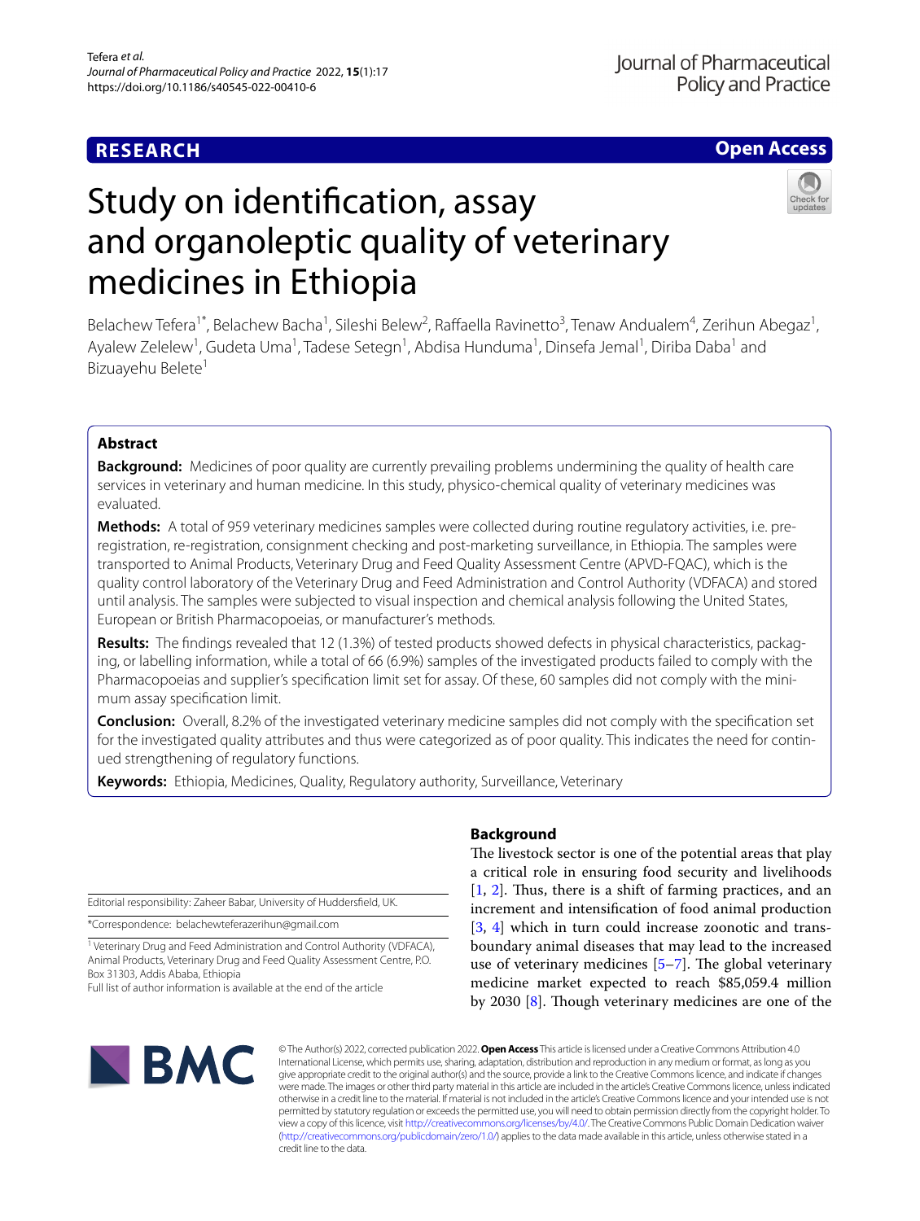**RESEARCH**

**Open Access**

# Study on identification, assay and organoleptic quality of veterinary medicines in Ethiopia

Belachew Tefera[1*], Belachew Bacha[1], Sileshi Belew[2], Raffaella Ravinetto[3], Tenaw Andualem[4], Zerihun Abegaz[1], Ayalew Zelelew[1], Gudeta Uma[1], Tadese Setegn[1], Abdisa Hunduma[1], Dinsefa Jemal[1], Diriba Daba[1] and Bizuayehu Belete[1]

## Abstract

**Background:** Medicines of poor quality are currently prevailing problems undermining the quality of health care services in veterinary and human medicine. In this study, physico-chemical quality of veterinary medicines was evaluated.

**Methods:** A total of 959 veterinary medicines samples were collected during routine regulatory activities, i.e. pre-registration, re-registration, consignment checking and post-marketing surveillance, in Ethiopia. The samples were transported to Animal Products, Veterinary Drug and Feed Quality Assessment Centre (APVD-FQAC), which is the quality control laboratory of the Veterinary Drug and Feed Administration and Control Authority (VDFACA) and stored until analysis. The samples were subjected to visual inspection and chemical analysis following the United States, European or British Pharmacopoeias, or manufacturer's methods.

**Results:** The findings revealed that 12 (1.3%) of tested products showed defects in physical characteristics, packaging, or labelling information, while a total of 66 (6.9%) samples of the investigated products failed to comply with the Pharmacopoeias and supplier's specification limit set for assay. Of these, 60 samples did not comply with the minimum assay specification limit.

**Conclusion:** Overall, 8.2% of the investigated veterinary medicine samples did not comply with the specification set for the investigated quality attributes and thus were categorized as of poor quality. This indicates the need for continued strengthening of regulatory functions.

**Keywords:** Ethiopia, Medicines, Quality, Regulatory authority, Surveillance, Veterinary

Editorial responsibility: Zaheer Babar, University of Huddersfield, UK.

*Correspondence: belachewteferazerihun@gmail.com

[1] Veterinary Drug and Feed Administration and Control Authority (VDFACA), Animal Products, Veterinary Drug and Feed Quality Assessment Centre, P.O. Box 31303, Addis Ababa, Ethiopia

Full list of author information is available at the end of the article

## Background

The livestock sector is one of the potential areas that play a critical role in ensuring food security and livelihoods [1, 2]. Thus, there is a shift of farming practices, and an increment and intensification of food animal production [3, 4] which in turn could increase zoonotic and trans-boundary animal diseases that may lead to the increased use of veterinary medicines [5–7]. The global veterinary medicine market expected to reach $85,059.4 million by 2030 [8]. Though veterinary medicines are one of the

© The Author(s) 2022, corrected publication 2022. **Open Access** This article is licensed under a Creative Commons Attribution 4.0 International License, which permits use, sharing, adaptation, distribution and reproduction in any medium or format, as long as you give appropriate credit to the original author(s) and the source, provide a link to the Creative Commons licence, and indicate if changes were made. The images or other third party material in this article are included in the article's Creative Commons licence, unless indicated otherwise in a credit line to the material. If material is not included in the article's Creative Commons licence and your intended use is not permitted by statutory regulation or exceeds the permitted use, you will need to obtain permission directly from the copyright holder. To view a copy of this licence, visit http://creativecommons.org/licenses/by/4.0/. The Creative Commons Public Domain Dedication waiver (http://creativecommons.org/publicdomain/zero/1.0/) applies to the data made available in this article, unless otherwise stated in a credit line to the data.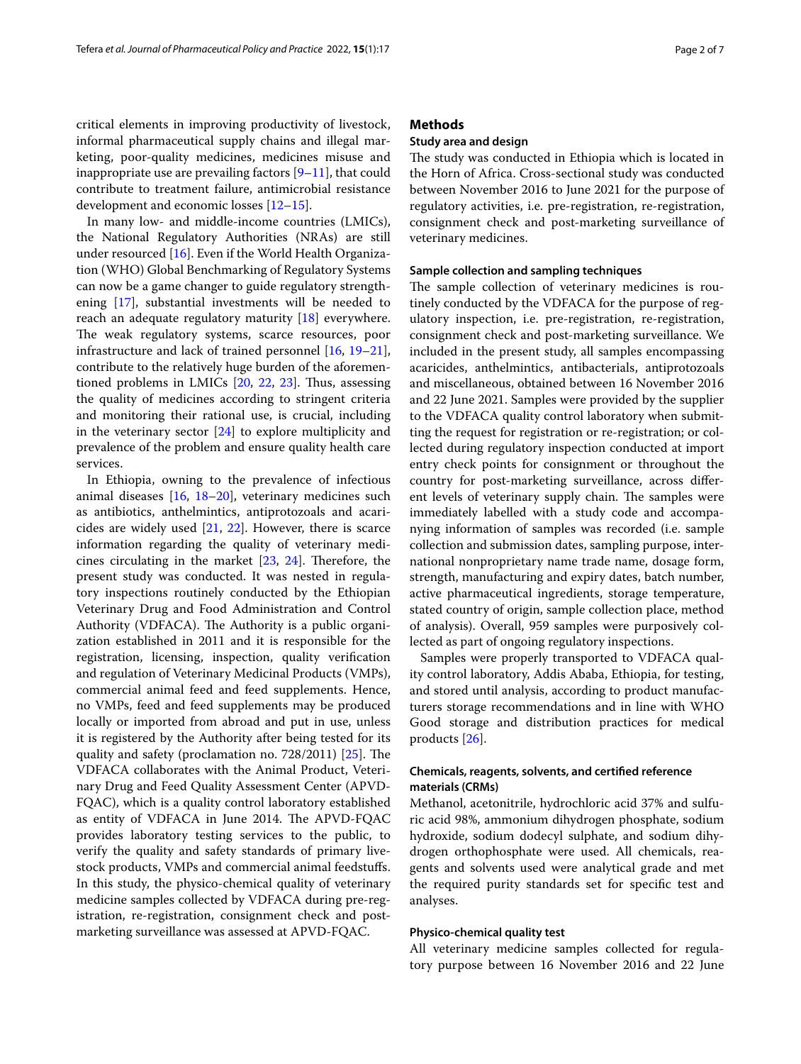critical elements in improving productivity of livestock, informal pharmaceutical supply chains and illegal marketing, poor-quality medicines, medicines misuse and inappropriate use are prevailing factors [9–11], that could contribute to treatment failure, antimicrobial resistance development and economic losses [12–15].

In many low- and middle-income countries (LMICs), the National Regulatory Authorities (NRAs) are still under resourced [16]. Even if the World Health Organization (WHO) Global Benchmarking of Regulatory Systems can now be a game changer to guide regulatory strengthening [17], substantial investments will be needed to reach an adequate regulatory maturity [18] everywhere. The weak regulatory systems, scarce resources, poor infrastructure and lack of trained personnel [16, 19–21], contribute to the relatively huge burden of the aforementioned problems in LMICs [20, 22, 23]. Thus, assessing the quality of medicines according to stringent criteria and monitoring their rational use, is crucial, including in the veterinary sector [24] to explore multiplicity and prevalence of the problem and ensure quality health care services.

In Ethiopia, owning to the prevalence of infectious animal diseases [16, 18–20], veterinary medicines such as antibiotics, anthelmintics, antiprotozoals and acaricides are widely used [21, 22]. However, there is scarce information regarding the quality of veterinary medicines circulating in the market [23, 24]. Therefore, the present study was conducted. It was nested in regulatory inspections routinely conducted by the Ethiopian Veterinary Drug and Food Administration and Control Authority (VDFACA). The Authority is a public organization established in 2011 and it is responsible for the registration, licensing, inspection, quality verification and regulation of Veterinary Medicinal Products (VMPs), commercial animal feed and feed supplements. Hence, no VMPs, feed and feed supplements may be produced locally or imported from abroad and put in use, unless it is registered by the Authority after being tested for its quality and safety (proclamation no. 728/2011) [25]. The VDFACA collaborates with the Animal Product, Veterinary Drug and Feed Quality Assessment Center (APVD-FQAC), which is a quality control laboratory established as entity of VDFACA in June 2014. The APVD-FQAC provides laboratory testing services to the public, to verify the quality and safety standards of primary livestock products, VMPs and commercial animal feedstuffs. In this study, the physico-chemical quality of veterinary medicine samples collected by VDFACA during pre-registration, re-registration, consignment check and post-marketing surveillance was assessed at APVD-FQAC.

## Methods

### Study area and design

The study was conducted in Ethiopia which is located in the Horn of Africa. Cross-sectional study was conducted between November 2016 to June 2021 for the purpose of regulatory activities, i.e. pre-registration, re-registration, consignment check and post-marketing surveillance of veterinary medicines.

### Sample collection and sampling techniques

The sample collection of veterinary medicines is routinely conducted by the VDFACA for the purpose of regulatory inspection, i.e. pre-registration, re-registration, consignment check and post-marketing surveillance. We included in the present study, all samples encompassing acaricides, anthelmintics, antibacterials, antiprotozoals and miscellaneous, obtained between 16 November 2016 and 22 June 2021. Samples were provided by the supplier to the VDFACA quality control laboratory when submitting the request for registration or re-registration; or collected during regulatory inspection conducted at import entry check points for consignment or throughout the country for post-marketing surveillance, across different levels of veterinary supply chain. The samples were immediately labelled with a study code and accompanying information of samples was recorded (i.e. sample collection and submission dates, sampling purpose, international nonproprietary name trade name, dosage form, strength, manufacturing and expiry dates, batch number, active pharmaceutical ingredients, storage temperature, stated country of origin, sample collection place, method of analysis). Overall, 959 samples were purposively collected as part of ongoing regulatory inspections.

Samples were properly transported to VDFACA quality control laboratory, Addis Ababa, Ethiopia, for testing, and stored until analysis, according to product manufacturers storage recommendations and in line with WHO Good storage and distribution practices for medical products [26].

### Chemicals, reagents, solvents, and certified reference materials (CRMs)

Methanol, acetonitrile, hydrochloric acid 37% and sulfuric acid 98%, ammonium dihydrogen phosphate, sodium hydroxide, sodium dodecyl sulphate, and sodium dihydrogen orthophosphate were used. All chemicals, reagents and solvents used were analytical grade and met the required purity standards set for specific test and analyses.

### Physico-chemical quality test

All veterinary medicine samples collected for regulatory purpose between 16 November 2016 and 22 June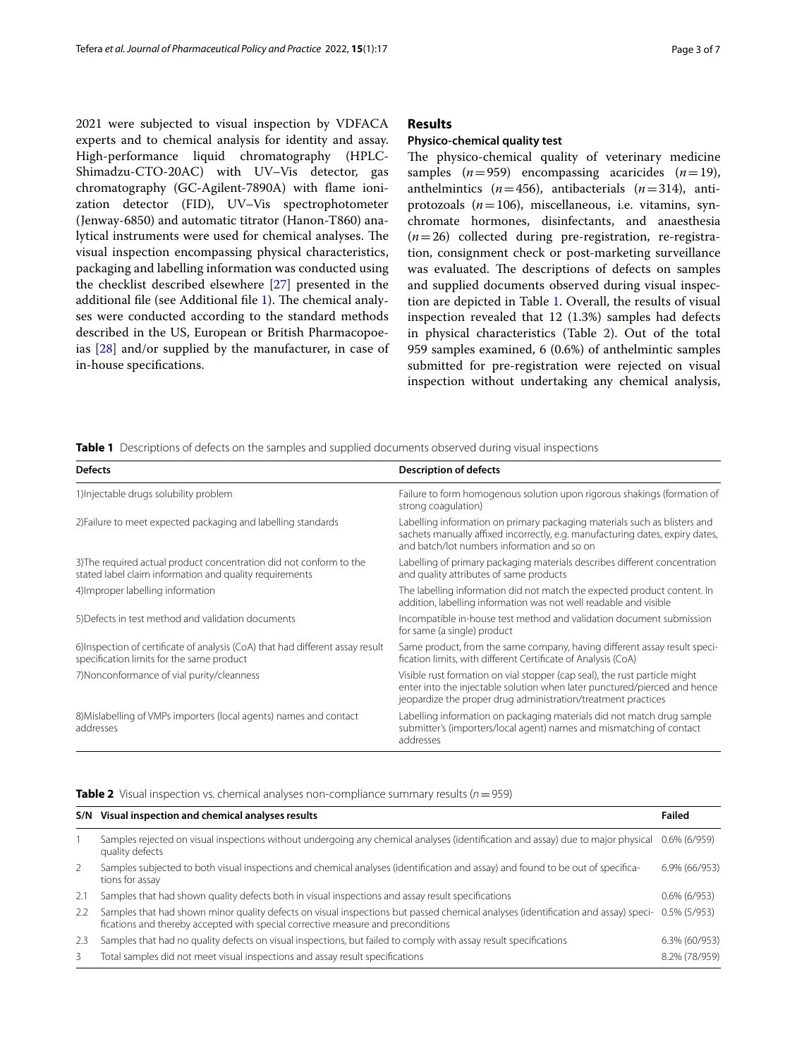2021 were subjected to visual inspection by VDFACA experts and to chemical analysis for identity and assay. High-performance liquid chromatography (HPLC-Shimadzu-CTO-20AC) with UV–Vis detector, gas chromatography (GC-Agilent-7890A) with flame ionization detector (FID), UV–Vis spectrophotometer (Jenway-6850) and automatic titrator (Hanon-T860) analytical instruments were used for chemical analyses. The visual inspection encompassing physical characteristics, packaging and labelling information was conducted using the checklist described elsewhere [27] presented in the additional file (see Additional file 1). The chemical analyses were conducted according to the standard methods described in the US, European or British Pharmacopoeias [28] and/or supplied by the manufacturer, in case of in-house specifications.

## Results

### Physico-chemical quality test

The physico-chemical quality of veterinary medicine samples ($n=959$) encompassing acaricides ($n=19$), anthelmintics ($n=456$), antibacterials ($n=314$), antiprotozoals ($n=106$), miscellaneous, i.e. vitamins, synchromate hormones, disinfectants, and anaesthesia ($n=26$) collected during pre-registration, re-registration, consignment check or post-marketing surveillance was evaluated. The descriptions of defects on samples and supplied documents observed during visual inspection are depicted in Table 1. Overall, the results of visual inspection revealed that 12 (1.3%) samples had defects in physical characteristics (Table 2). Out of the total 959 samples examined, 6 (0.6%) of anthelmintic samples submitted for pre-registration were rejected on visual inspection without undertaking any chemical analysis,

**Table 1** Descriptions of defects on the samples and supplied documents observed during visual inspections

| Defects | Description of defects |
| --- | --- |
| 1)Injectable drugs solubility problem | Failure to form homogenous solution upon rigorous shakings (formation of strong coagulation) |
| 2)Failure to meet expected packaging and labelling standards | Labelling information on primary packaging materials such as blisters and sachets manually affixed incorrectly, e.g. manufacturing dates, expiry dates, and batch/lot numbers information and so on |
| 3)The required actual product concentration did not conform to the stated label claim information and quality requirements | Labelling of primary packaging materials describes different concentration and quality attributes of same products |
| 4)Improper labelling information | The labelling information did not match the expected product content. In addition, labelling information was not well readable and visible |
| 5)Defects in test method and validation documents | Incompatible in-house test method and validation document submission for same (a single) product |
| 6)Inspection of certificate of analysis (CoA) that had different assay result specification limits for the same product | Same product, from the same company, having different assay result specification limits, with different Certificate of Analysis (CoA) |
| 7)Nonconformance of vial purity/cleanness | Visible rust formation on vial stopper (cap seal), the rust particle might enter into the injectable solution when later punctured/pierced and hence jeopardize the proper drug administration/treatment practices |
| 8)Mislabelling of VMPs importers (local agents) names and contact addresses | Labelling information on packaging materials did not match drug sample submitter's (importers/local agent) names and mismatching of contact addresses |

**Table 2** Visual inspection vs. chemical analyses non-compliance summary results ($n=959$)

| S/N | Visual inspection and chemical analyses results | Failed |
| --- | --- | --- |
| 1 | Samples rejected on visual inspections without undergoing any chemical analyses (identification and assay) due to major physical quality defects | 0.6% (6/959) |
| 2 | Samples subjected to both visual inspections and chemical analyses (identification and assay) and found to be out of specifications for assay | 6.9% (66/953) |
| 2.1 | Samples that had shown quality defects both in visual inspections and assay result specifications | 0.6% (6/953) |
| 2.2 | Samples that had shown minor quality defects on visual inspections but passed chemical analyses (identification and assay) specifications and thereby accepted with special corrective measure and preconditions | 0.5% (5/953) |
| 2.3 | Samples that had no quality defects on visual inspections, but failed to comply with assay result specifications | 6.3% (60/953) |
| 3 | Total samples did not meet visual inspections and assay result specifications | 8.2% (78/959) |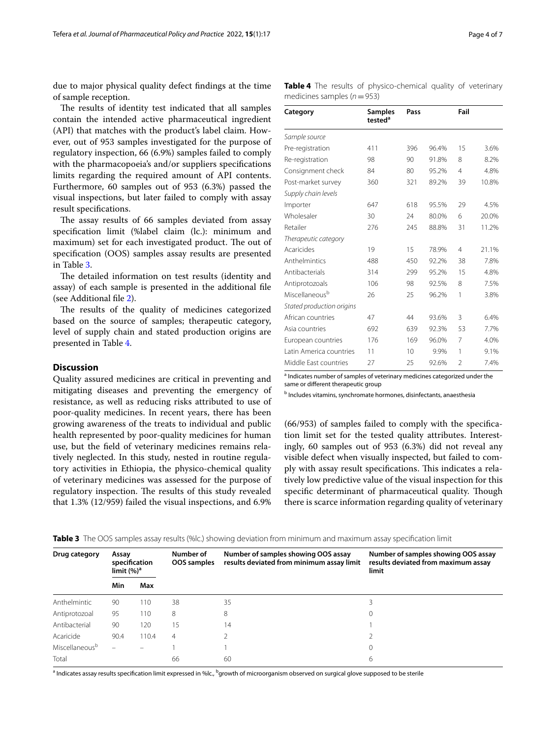due to major physical quality defect findings at the time of sample reception.

The results of identity test indicated that all samples contain the intended active pharmaceutical ingredient (API) that matches with the product's label claim. However, out of 953 samples investigated for the purpose of regulatory inspection, 66 (6.9%) samples failed to comply with the pharmacopoeia's and/or suppliers specifications limits regarding the required amount of API contents. Furthermore, 60 samples out of 953 (6.3%) passed the visual inspections, but later failed to comply with assay result specifications.

The assay results of 66 samples deviated from assay specification limit (%label claim (lc.): minimum and maximum) set for each investigated product. The out of specification (OOS) samples assay results are presented in Table 3.

The detailed information on test results (identity and assay) of each sample is presented in the additional file (see Additional file 2).

The results of the quality of medicines categorized based on the source of samples; therapeutic category, level of supply chain and stated production origins are presented in Table 4.

**Table 4** The results of physico-chemical quality of veterinary medicines samples ($n=953$)

| Category | Samples tested[a] | Pass | | Fail | |
|---|---|---|---|---|---|
| *Sample source* | | | | | |
| Pre-registration | 411 | 396 | 96.4% | 15 | 3.6% |
| Re-registration | 98 | 90 | 91.8% | 8 | 8.2% |
| Consignment check | 84 | 80 | 95.2% | 4 | 4.8% |
| Post-market survey | 360 | 321 | 89.2% | 39 | 10.8% |
| *Supply chain levels* | | | | | |
| Importer | 647 | 618 | 95.5% | 29 | 4.5% |
| Wholesaler | 30 | 24 | 80.0% | 6 | 20.0% |
| Retailer | 276 | 245 | 88.8% | 31 | 11.2% |
| *Therapeutic category* | | | | | |
| Acaricides | 19 | 15 | 78.9% | 4 | 21.1% |
| Anthelmintics | 488 | 450 | 92.2% | 38 | 7.8% |
| Antibacterials | 314 | 299 | 95.2% | 15 | 4.8% |
| Antiprotozoals | 106 | 98 | 92.5% | 8 | 7.5% |
| Miscellaneous[b] | 26 | 25 | 96.2% | 1 | 3.8% |
| *Stated production origins* | | | | | |
| African countries | 47 | 44 | 93.6% | 3 | 6.4% |
| Asia countries | 692 | 639 | 92.3% | 53 | 7.7% |
| European countries | 176 | 169 | 96.0% | 7 | 4.0% |
| Latin America countries | 11 | 10 | 9.9% | 1 | 9.1% |
| Middle East countries | 27 | 25 | 92.6% | 2 | 7.4% |

[a] Indicates number of samples of veterinary medicines categorized under the same or different therapeutic group

[b] Includes vitamins, synchromate hormones, disinfectants, anaesthesia

## Discussion

Quality assured medicines are critical in preventing and mitigating diseases and preventing the emergency of resistance, as well as reducing risks attributed to use of poor-quality medicines. In recent years, there has been growing awareness of the treats to individual and public health represented by poor-quality medicines for human use, but the field of veterinary medicines remains relatively neglected. In this study, nested in routine regulatory activities in Ethiopia, the physico-chemical quality of veterinary medicines was assessed for the purpose of regulatory inspection. The results of this study revealed that 1.3% (12/959) failed the visual inspections, and 6.9% (66/953) of samples failed to comply with the specification limit set for the tested quality attributes. Interestingly, 60 samples out of 953 (6.3%) did not reveal any visible defect when visually inspected, but failed to comply with assay result specifications. This indicates a relatively low predictive value of the visual inspection for this specific determinant of pharmaceutical quality. Though there is scarce information regarding quality of veterinary

**Table 3** The OOS samples assay results (%lc.) showing deviation from minimum and maximum assay specification limit

| Drug category | Assay specification limit (%)[a] | | Number of OOS samples | Number of samples showing OOS assay results deviated from minimum assay limit | Number of samples showing OOS assay results deviated from maximum assay limit |
|---|---|---|---|---|---|
| | Min | Max | | | |
| Anthelmintic | 90 | 110 | 38 | 35 | 3 |
| Antiprotozoal | 95 | 110 | 8 | 8 | 0 |
| Antibacterial | 90 | 120 | 15 | 14 | 1 |
| Acaricide | 90.4 | 110.4 | 4 | 2 | 2 |
| Miscellaneous[b] | – | – | 1 | 1 | 0 |
| Total | | | 66 | 60 | 6 |

[a] Indicates assay results specification limit expressed in %lc., [b] growth of microorganism observed on surgical glove supposed to be sterile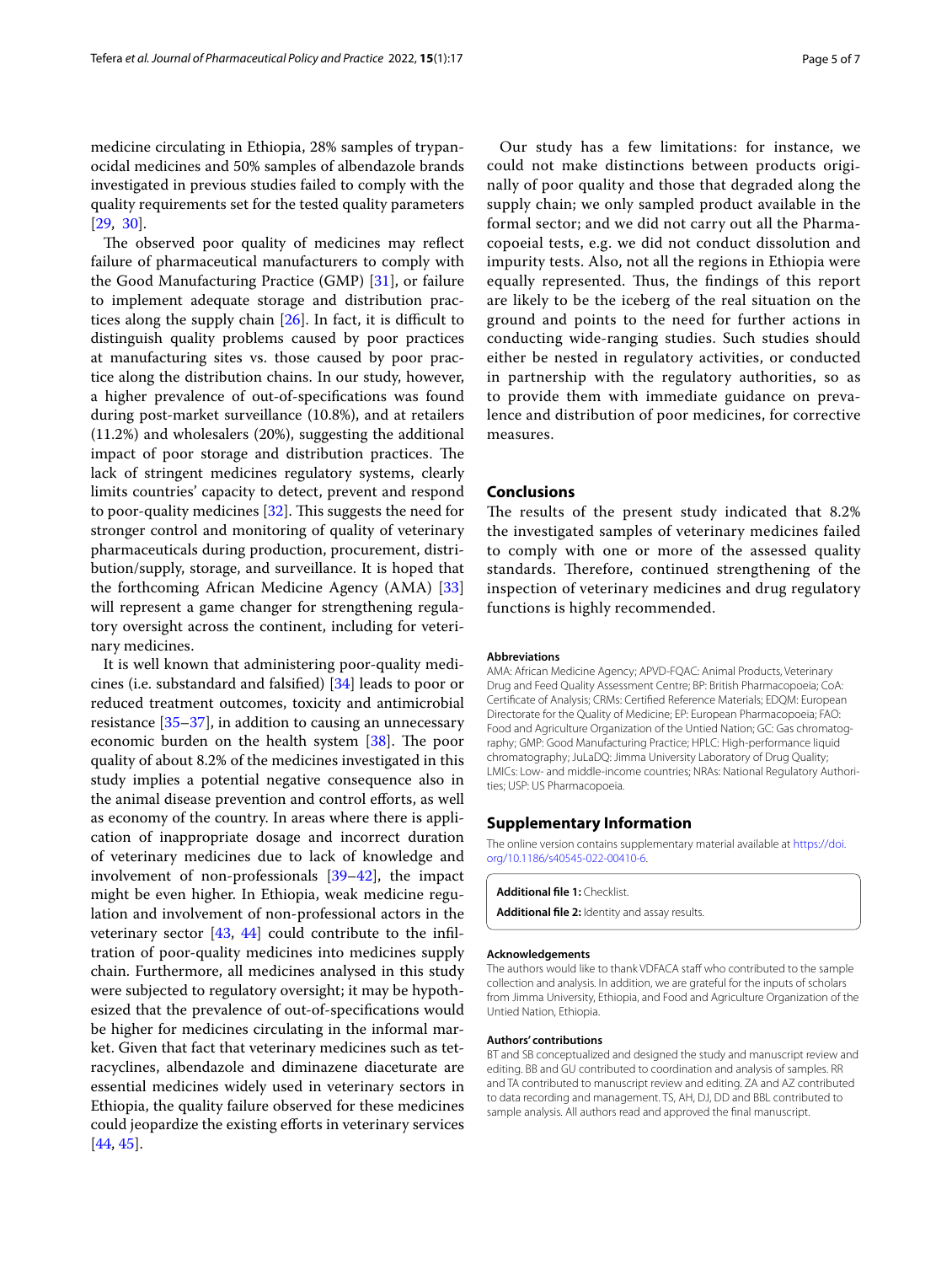medicine circulating in Ethiopia, 28% samples of trypanocidal medicines and 50% samples of albendazole brands investigated in previous studies failed to comply with the quality requirements set for the tested quality parameters [29, 30].

The observed poor quality of medicines may reflect failure of pharmaceutical manufacturers to comply with the Good Manufacturing Practice (GMP) [31], or failure to implement adequate storage and distribution practices along the supply chain [26]. In fact, it is difficult to distinguish quality problems caused by poor practices at manufacturing sites vs. those caused by poor practice along the distribution chains. In our study, however, a higher prevalence of out-of-specifications was found during post-market surveillance (10.8%), and at retailers (11.2%) and wholesalers (20%), suggesting the additional impact of poor storage and distribution practices. The lack of stringent medicines regulatory systems, clearly limits countries' capacity to detect, prevent and respond to poor-quality medicines [32]. This suggests the need for stronger control and monitoring of quality of veterinary pharmaceuticals during production, procurement, distribution/supply, storage, and surveillance. It is hoped that the forthcoming African Medicine Agency (AMA) [33] will represent a game changer for strengthening regulatory oversight across the continent, including for veterinary medicines.

It is well known that administering poor-quality medicines (i.e. substandard and falsified) [34] leads to poor or reduced treatment outcomes, toxicity and antimicrobial resistance [35–37], in addition to causing an unnecessary economic burden on the health system [38]. The poor quality of about 8.2% of the medicines investigated in this study implies a potential negative consequence also in the animal disease prevention and control efforts, as well as economy of the country. In areas where there is application of inappropriate dosage and incorrect duration of veterinary medicines due to lack of knowledge and involvement of non-professionals [39–42], the impact might be even higher. In Ethiopia, weak medicine regulation and involvement of non-professional actors in the veterinary sector [43, 44] could contribute to the infiltration of poor-quality medicines into medicines supply chain. Furthermore, all medicines analysed in this study were subjected to regulatory oversight; it may be hypothesized that the prevalence of out-of-specifications would be higher for medicines circulating in the informal market. Given that fact that veterinary medicines such as tetracyclines, albendazole and diminazene diaceturate are essential medicines widely used in veterinary sectors in Ethiopia, the quality failure observed for these medicines could jeopardize the existing efforts in veterinary services [44, 45].

Our study has a few limitations: for instance, we could not make distinctions between products originally of poor quality and those that degraded along the supply chain; we only sampled product available in the formal sector; and we did not carry out all the Pharmacopoeial tests, e.g. we did not conduct dissolution and impurity tests. Also, not all the regions in Ethiopia were equally represented. Thus, the findings of this report are likely to be the iceberg of the real situation on the ground and points to the need for further actions in conducting wide-ranging studies. Such studies should either be nested in regulatory activities, or conducted in partnership with the regulatory authorities, so as to provide them with immediate guidance on prevalence and distribution of poor medicines, for corrective measures.

## Conclusions

The results of the present study indicated that 8.2% the investigated samples of veterinary medicines failed to comply with one or more of the assessed quality standards. Therefore, continued strengthening of the inspection of veterinary medicines and drug regulatory functions is highly recommended.

#### Abbreviations

AMA: African Medicine Agency; APVD-FQAC: Animal Products, Veterinary Drug and Feed Quality Assessment Centre; BP: British Pharmacopoeia; CoA: Certificate of Analysis; CRMs: Certified Reference Materials; EDQM: European Directorate for the Quality of Medicine; EP: European Pharmacopoeia; FAO: Food and Agriculture Organization of the Untied Nation; GC: Gas chromatography; GMP: Good Manufacturing Practice; HPLC: High-performance liquid chromatography; JuLaDQ: Jimma University Laboratory of Drug Quality; LMICs: Low- and middle-income countries; NRAs: National Regulatory Authorities; USP: US Pharmacopoeia.

## Supplementary Information

The online version contains supplementary material available at https://doi.org/10.1186/s40545-022-00410-6.

**Additional file 1:** Checklist.

**Additional file 2:** Identity and assay results.

#### Acknowledgements

The authors would like to thank VDFACA staff who contributed to the sample collection and analysis. In addition, we are grateful for the inputs of scholars from Jimma University, Ethiopia, and Food and Agriculture Organization of the Untied Nation, Ethiopia.

#### Authors' contributions

BT and SB conceptualized and designed the study and manuscript review and editing. BB and GU contributed to coordination and analysis of samples. RR and TA contributed to manuscript review and editing. ZA and AZ contributed to data recording and management. TS, AH, DJ, DD and BBL contributed to sample analysis. All authors read and approved the final manuscript.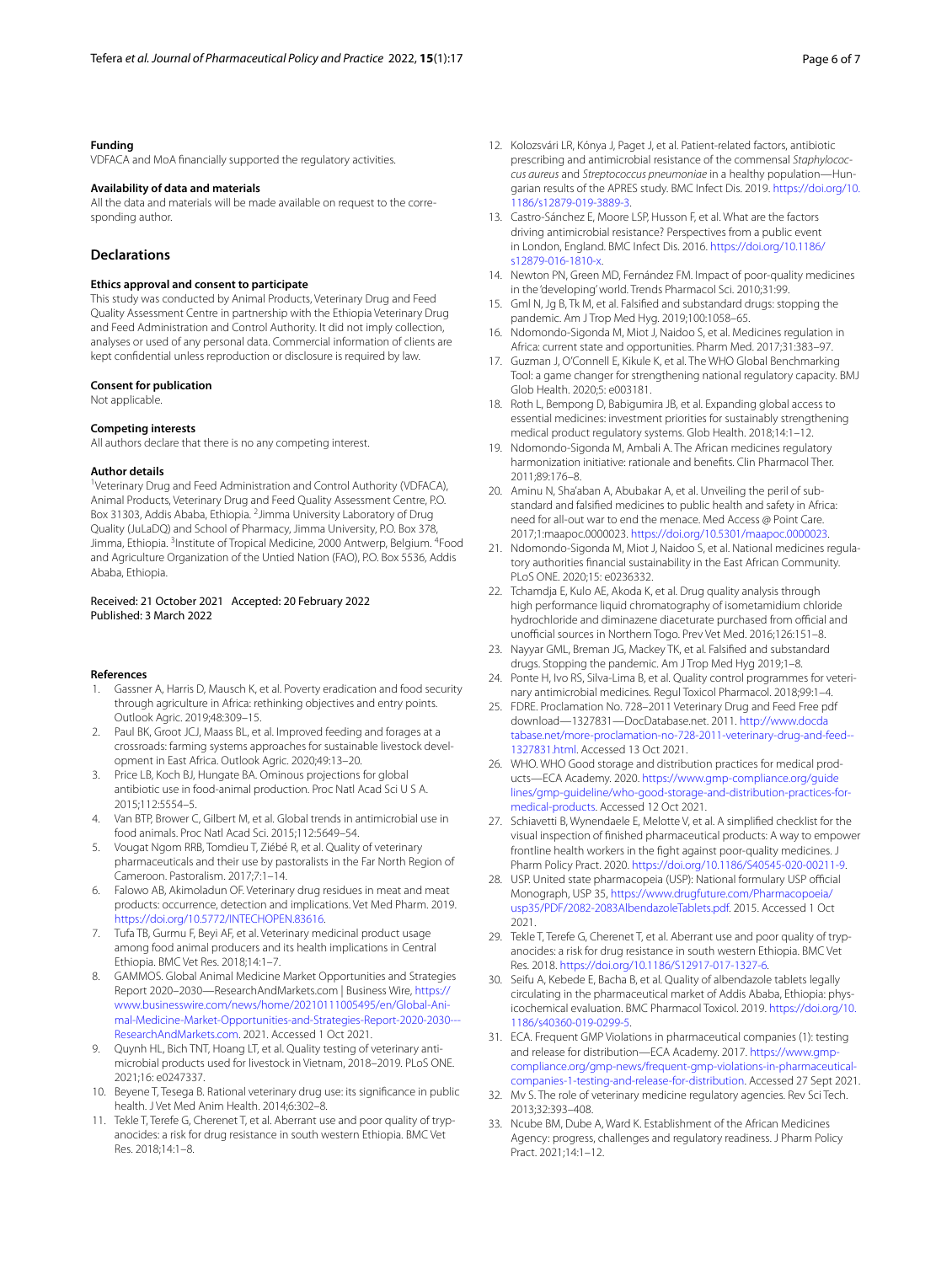#### Funding

VDFACA and MoA financially supported the regulatory activities.

#### Availability of data and materials

All the data and materials will be made available on request to the corresponding author.

## Declarations

#### Ethics approval and consent to participate

This study was conducted by Animal Products, Veterinary Drug and Feed Quality Assessment Centre in partnership with the Ethiopia Veterinary Drug and Feed Administration and Control Authority. It did not imply collection, analyses or used of any personal data. Commercial information of clients are kept confidential unless reproduction or disclosure is required by law.

#### Consent for publication

Not applicable.

#### Competing interests

All authors declare that there is no any competing interest.

#### Author details

[1]Veterinary Drug and Feed Administration and Control Authority (VDFACA), Animal Products, Veterinary Drug and Feed Quality Assessment Centre, P.O. Box 31303, Addis Ababa, Ethiopia. [2]Jimma University Laboratory of Drug Quality (JuLaDQ) and School of Pharmacy, Jimma University, P.O. Box 378, Jimma, Ethiopia. [3]Institute of Tropical Medicine, 2000 Antwerp, Belgium. [4]Food and Agriculture Organization of the Untied Nation (FAO), P.O. Box 5536, Addis Ababa, Ethiopia.

Received: 21 October 2021 Accepted: 20 February 2022
Published: 3 March 2022

#### References

1. Gassner A, Harris D, Mausch K, et al. Poverty eradication and food security through agriculture in Africa: rethinking objectives and entry points. Outlook Agric. 2019;48:309–15.
2. Paul BK, Groot JCJ, Maass BL, et al. Improved feeding and forages at a crossroads: farming systems approaches for sustainable livestock development in East Africa. Outlook Agric. 2020;49:13–20.
3. Price LB, Koch BJ, Hungate BA. Ominous projections for global antibiotic use in food-animal production. Proc Natl Acad Sci U S A. 2015;112:5554–5.
4. Van BTP, Brower C, Gilbert M, et al. Global trends in antimicrobial use in food animals. Proc Natl Acad Sci. 2015;112:5649–54.
5. Vougat Ngom RRB, Tomdieu T, Ziébé R, et al. Quality of veterinary pharmaceuticals and their use by pastoralists in the Far North Region of Cameroon. Pastoralism. 2017;7:1–14.
6. Falowo AB, Akimoladun OF. Veterinary drug residues in meat and meat products: occurrence, detection and implications. Vet Med Pharm. 2019. https://doi.org/10.5772/INTECHOPEN.83616.
7. Tufa TB, Gurmu F, Beyi AF, et al. Veterinary medicinal product usage among food animal producers and its health implications in Central Ethiopia. BMC Vet Res. 2018;14:1–7.
8. GAMMOS. Global Animal Medicine Market Opportunities and Strategies Report 2020–2030—ResearchAndMarkets.com | Business Wire, https://www.businesswire.com/news/home/20210111005495/en/Global-Animal-Medicine-Market-Opportunities-and-Strategies-Report-2020-2030---ResearchAndMarkets.com. 2021. Accessed 1 Oct 2021.
9. Quynh HL, Bich TNT, Hoang LT, et al. Quality testing of veterinary antimicrobial products used for livestock in Vietnam, 2018–2019. PLoS ONE. 2021;16: e0247337.
10. Beyene T, Tesega B. Rational veterinary drug use: its significance in public health. J Vet Med Anim Health. 2014;6:302–8.
11. Tekle T, Terefe G, Cherenet T, et al. Aberrant use and poor quality of trypanocides: a risk for drug resistance in south western Ethiopia. BMC Vet Res. 2018;14:1–8.
12. Kolozsvári LR, Kónya J, Paget J, et al. Patient-related factors, antibiotic prescribing and antimicrobial resistance of the commensal *Staphylococcus aureus* and *Streptococcus pneumoniae* in a healthy population—Hungarian results of the APRES study. BMC Infect Dis. 2019. https://doi.org/10.1186/s12879-019-3889-3.
13. Castro-Sánchez E, Moore LSP, Husson F, et al. What are the factors driving antimicrobial resistance? Perspectives from a public event in London, England. BMC Infect Dis. 2016. https://doi.org/10.1186/s12879-016-1810-x.
14. Newton PN, Green MD, Fernández FM. Impact of poor-quality medicines in the 'developing' world. Trends Pharmacol Sci. 2010;31:99.
15. Gml N, Jg B, Tk M, et al. Falsified and substandard drugs: stopping the pandemic. Am J Trop Med Hyg. 2019;100:1058–65.
16. Ndomondo-Sigonda M, Miot J, Naidoo S, et al. Medicines regulation in Africa: current state and opportunities. Pharm Med. 2017;31:383–97.
17. Guzman J, O'Connell E, Kikule K, et al. The WHO Global Benchmarking Tool: a game changer for strengthening national regulatory capacity. BMJ Glob Health. 2020;5: e003181.
18. Roth L, Bempong D, Babigumira JB, et al. Expanding global access to essential medicines: investment priorities for sustainably strengthening medical product regulatory systems. Glob Health. 2018;14:1–12.
19. Ndomondo-Sigonda M, Ambali A. The African medicines regulatory harmonization initiative: rationale and benefits. Clin Pharmacol Ther. 2011;89:176–8.
20. Aminu N, Sha'aban A, Abubakar A, et al. Unveiling the peril of substandard and falsified medicines to public health and safety in Africa: need for all-out war to end the menace. Med Access @ Point Care. 2017;1:maapoc.0000023. https://doi.org/10.5301/maapoc.0000023.
21. Ndomondo-Sigonda M, Miot J, Naidoo S, et al. National medicines regulatory authorities financial sustainability in the East African Community. PLoS ONE. 2020;15: e0236332.
22. Tchamdja E, Kulo AE, Akoda K, et al. Drug quality analysis through high performance liquid chromatography of isometamidium chloride hydrochloride and diminazene diaceturate purchased from official and unofficial sources in Northern Togo. Prev Vet Med. 2016;126:151–8.
23. Nayyar GML, Breman JG, Mackey TK, et al. Falsified and substandard drugs. Stopping the pandemic. Am J Trop Med Hyg 2019;1–8.
24. Ponte H, Ivo RS, Silva-Lima B, et al. Quality control programmes for veterinary antimicrobial medicines. Regul Toxicol Pharmacol. 2018;99:1–4.
25. FDRE. Proclamation No. 728–2011 Veterinary Drug and Feed Free pdf download—1327831—DocDatabase.net. 2011. http://www.docdatabase.net/more-proclamation-no-728-2011-veterinary-drug-and-feed--1327831.html. Accessed 13 Oct 2021.
26. WHO. WHO Good storage and distribution practices for medical products—ECA Academy. 2020. https://www.gmp-compliance.org/guidelines/gmp-guideline/who-good-storage-and-distribution-practices-for-medical-products. Accessed 12 Oct 2021.
27. Schiavetti B, Wynendaele E, Melotte V, et al. A simplified checklist for the visual inspection of finished pharmaceutical products: A way to empower frontline health workers in the fight against poor-quality medicines. J Pharm Policy Pract. 2020. https://doi.org/10.1186/S40545-020-00211-9.
28. USP. United state pharmacopeia (USP): National formulary USP official Monograph, USP 35, https://www.drugfuture.com/Pharmacopoeia/usp35/PDF/2082-2083AlbendazoleTablets.pdf. 2015. Accessed 1 Oct 2021.
29. Tekle T, Terefe G, Cherenet T, et al. Aberrant use and poor quality of trypanocides: a risk for drug resistance in south western Ethiopia. BMC Vet Res. 2018. https://doi.org/10.1186/S12917-017-1327-6.
30. Seifu A, Kebede E, Bacha B, et al. Quality of albendazole tablets legally circulating in the pharmaceutical market of Addis Ababa, Ethiopia: physicochemical evaluation. BMC Pharmacol Toxicol. 2019. https://doi.org/10.1186/s40360-019-0299-5.
31. ECA. Frequent GMP Violations in pharmaceutical companies (1): testing and release for distribution—ECA Academy. 2017. https://www.gmp-compliance.org/gmp-news/frequent-gmp-violations-in-pharmaceutical-companies-1-testing-and-release-for-distribution. Accessed 27 Sept 2021.
32. Mv S. The role of veterinary medicine regulatory agencies. Rev Sci Tech. 2013;32:393–408.
33. Ncube BM, Dube A, Ward K. Establishment of the African Medicines Agency: progress, challenges and regulatory readiness. J Pharm Policy Pract. 2021;14:1–12.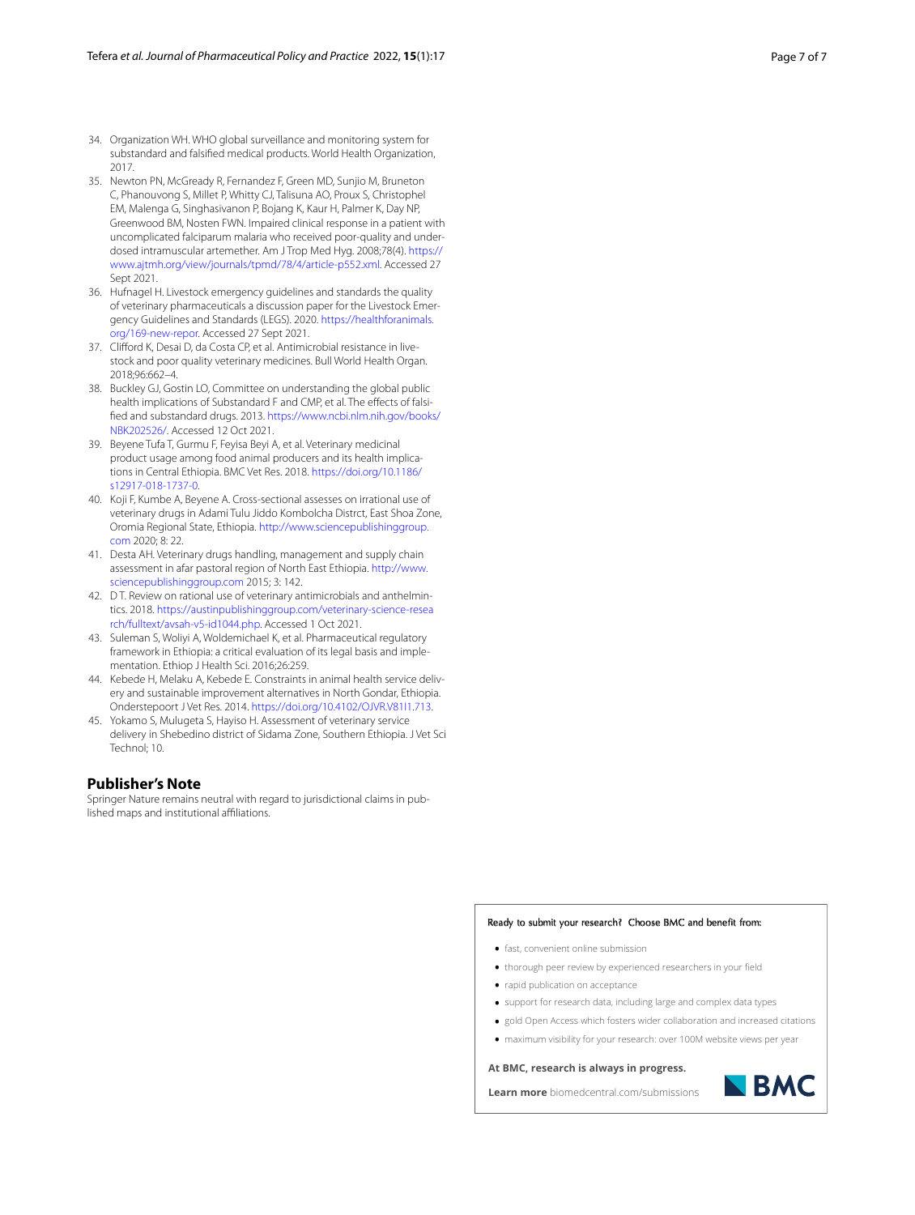34. Organization WH. WHO global surveillance and monitoring system for substandard and falsified medical products. World Health Organization, 2017.
35. Newton PN, McGready R, Fernandez F, Green MD, Sunjio M, Bruneton C, Phanouvong S, Millet P, Whitty CJ, Talisuna AO, Proux S, Christophel EM, Malenga G, Singhasivanon P, Bojang K, Kaur H, Palmer K, Day NP, Greenwood BM, Nosten FWN. Impaired clinical response in a patient with uncomplicated falciparum malaria who received poor-quality and underdosed intramuscular artemether. Am J Trop Med Hyg. 2008;78(4). https://www.ajtmh.org/view/journals/tpmd/78/4/article-p552.xml. Accessed 27 Sept 2021.
36. Hufnagel H. Livestock emergency guidelines and standards the quality of veterinary pharmaceuticals a discussion paper for the Livestock Emergency Guidelines and Standards (LEGS). 2020. https://healthforanimals.org/169-new-repor. Accessed 27 Sept 2021.
37. Clifford K, Desai D, da Costa CP, et al. Antimicrobial resistance in livestock and poor quality veterinary medicines. Bull World Health Organ. 2018;96:662–4.
38. Buckley GJ, Gostin LO, Committee on understanding the global public health implications of Substandard F and CMP, et al. The effects of falsified and substandard drugs. 2013. https://www.ncbi.nlm.nih.gov/books/NBK202526/. Accessed 12 Oct 2021.
39. Beyene Tufa T, Gurmu F, Feyisa Beyi A, et al. Veterinary medicinal product usage among food animal producers and its health implications in Central Ethiopia. BMC Vet Res. 2018. https://doi.org/10.1186/s12917-018-1737-0.
40. Koji F, Kumbe A, Beyene A. Cross-sectional assesses on irrational use of veterinary drugs in Adami Tulu Jiddo Kombolcha Distrct, East Shoa Zone, Oromia Regional State, Ethiopia. http://www.sciencepublishinggroup.com 2020; 8: 22.
41. Desta AH. Veterinary drugs handling, management and supply chain assessment in afar pastoral region of North East Ethiopia. http://www.sciencepublishinggroup.com 2015; 3: 142.
42. D T. Review on rational use of veterinary antimicrobials and anthelmintics. 2018. https://austinpublishinggroup.com/veterinary-science-research/fulltext/avsah-v5-id1044.php. Accessed 1 Oct 2021.
43. Suleman S, Woliyi A, Woldemichael K, et al. Pharmaceutical regulatory framework in Ethiopia: a critical evaluation of its legal basis and implementation. Ethiop J Health Sci. 2016;26:259.
44. Kebede H, Melaku A, Kebede E. Constraints in animal health service delivery and sustainable improvement alternatives in North Gondar, Ethiopia. Onderstepoort J Vet Res. 2014. https://doi.org/10.4102/OJVR.V81I1.713.
45. Yokamo S, Mulugeta S, Hayiso H. Assessment of veterinary service delivery in Shebedino district of Sidama Zone, Southern Ethiopia. J Vet Sci Technol; 10.

## Publisher's Note

Springer Nature remains neutral with regard to jurisdictional claims in published maps and institutional affiliations.

Ready to submit your research? Choose BMC and benefit from:

- fast, convenient online submission
- thorough peer review by experienced researchers in your field
- rapid publication on acceptance
- support for research data, including large and complex data types
- gold Open Access which fosters wider collaboration and increased citations
- maximum visibility for your research: over 100M website views per year

**At BMC, research is always in progress.**

**Learn more** biomedcentral.com/submissions

BMC